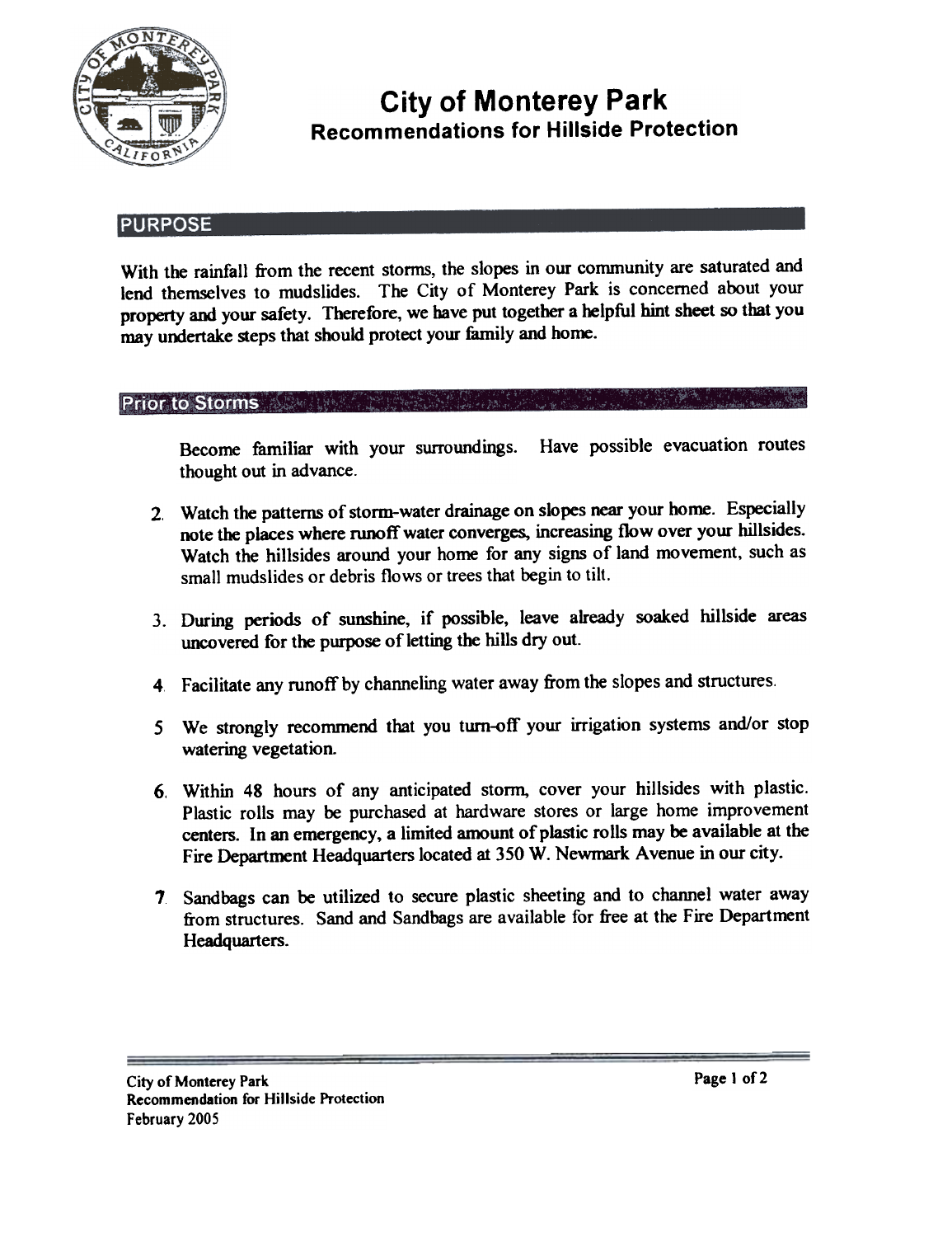# City of Monterey Park

## Recommendations for Hillside Protection

### PURPOSE

With the rainfall from the recent storms, the slopes in our community are saturated and lend themselves to mudslides. The City of Monterey Park is concerned about your property and your safety. Therefore, we have put together a helpful hint sheet so that you may undertake steps that should protect your family and home.

### Prior to Storms

Become familiar with your surroundings. Have possible evacuation routes thought out in advance.

2. Watch the patterns of storm-water drainage on slopes near your home. Especially note the places where runoff water converges, increasing flow over your hillsides. Watch the hillsides around your home for any signs of land movement, such as small mudslides or debris flows or trees that begin to tilt.

3. During periods of sunshine, if possible, leave already soaked hillside areas uncovered for the purpose of letting the hills dry out.

4. Facilitate any runoff by channeling water away from the slopes and structures.

5. We strongly recommend that you turn-off your irrigation systems and/or stop watering vegetation.

6. Within 48 hours of any anticipated storm, cover your hillsides with plastic. Plastic rolls may be purchased at hardware stores or large home improvement centers. In an emergency, a limited amount of plastic rolls may be available at the Fire Department Headquarters located at 350 W. Newmark Avenue in our city.

7. Sandbags can be utilized to secure plastic sheeting and to channel water away from structures. Sand and Sandbags are available for free at the Fire Department Headquarters.

City of Monterey Park
Recommendation for Hillside Protection
February 2005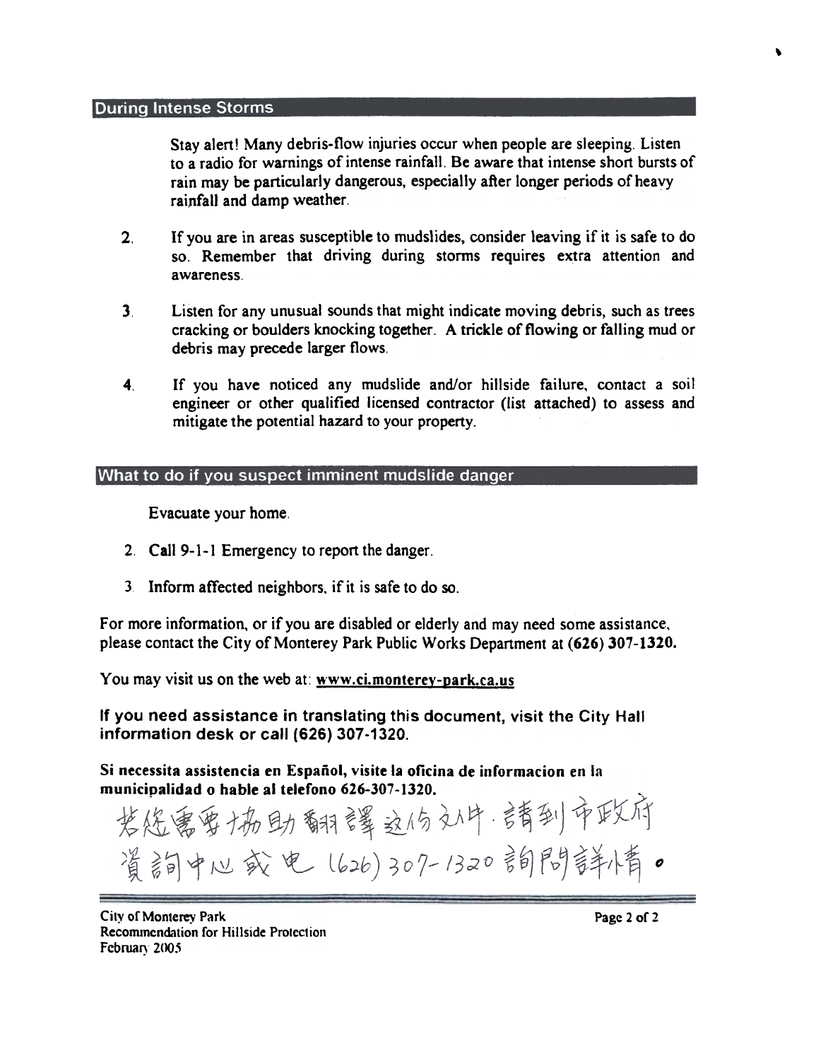## During Intense Storms

Stay alert! Many debris-flow injuries occur when people are sleeping. Listen to a radio for warnings of intense rainfall. Be aware that intense short bursts of rain may be particularly dangerous, especially after longer periods of heavy rainfall and damp weather.

2. If you are in areas susceptible to mudslides, consider leaving if it is safe to do so. Remember that driving during storms requires extra attention and awareness.

3. Listen for any unusual sounds that might indicate moving debris, such as trees cracking or boulders knocking together. A trickle of flowing or falling mud or debris may precede larger flows.

4. If you have noticed any mudslide and/or hillside failure, contact a soil engineer or other qualified licensed contractor (list attached) to assess and mitigate the potential hazard to your property.

## What to do if you suspect imminent mudslide danger

Evacuate your home.

2. **Call** 9-1-1 Emergency to report the danger.

3. Inform affected neighbors, if it is safe to do so.

For more information, or if you are disabled or elderly and may need some assistance, please contact the City of Monterey Park Public Works Department at **(626) 307-1320.**

You may visit us on the web at: **www.ci.monterey-park.ca.us**

**If you need assistance in translating this document, visit the City Hall information desk or call (626) 307-1320.**

**Si necessita assistencia en Español, visite la oficina de informacion en la municipalidad o hable al telefono 626-307-1320.**

若您需要協助翻譯這份文件，請到市政府資詢中心或电 (626) 307-1320 詢問詳情。

City of Monterey Park
Recommendation for Hillside Protection
February 2005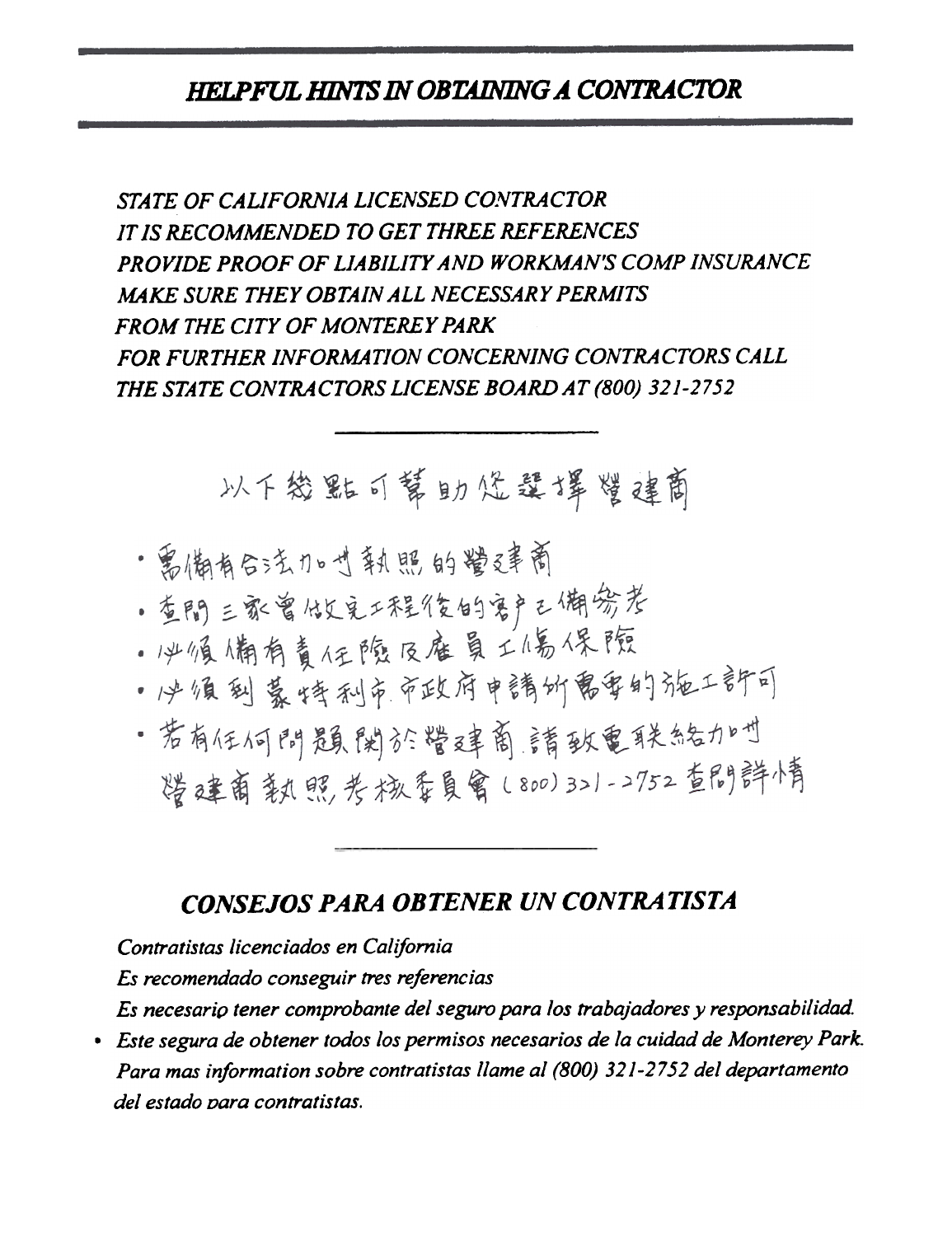## *HELPFUL HINTS IN OBTAINING A CONTRACTOR*

*STATE OF CALIFORNIA LICENSED CONTRACTOR*
*IT IS RECOMMENDED TO GET THREE REFERENCES*
*PROVIDE PROOF OF LIABILITY AND WORKMAN'S COMP INSURANCE*
*MAKE SURE THEY OBTAIN ALL NECESSARY PERMITS*
*FROM THE CITY OF MONTEREY PARK*
*FOR FURTHER INFORMATION CONCERNING CONTRACTORS CALL*
*THE STATE CONTRACTORS LICENSE BOARD AT (800) 321-2752*

---

以下幾點可幫助您選擇營建商

- 需備有合法加州執照的營建商
- 查問三家曾做完工程後的客戶已備參考
- 必須備有責任險及雇員工傷保險
- 必須到蒙特利市市政府申請所需要的施工許可
- 若有任何問題關於營建商，請致電联絡加州營建商執照考核委員會 (800) 321-2752 查問詳情

---

## *CONSEJOS PARA OBTENER UN CONTRATISTA*

*Contratistas licenciados en California*
*Es recomendado conseguir tres referencias*
*Es necesario tener comprobante del seguro para los trabajadores y responsabilidad.*

- *Este segura de obtener todos los permisos necesarios de la cuidad de Monterey Park.*
  *Para mas information sobre contratistas llame al (800) 321-2752 del departamento del estado para contratistas.*